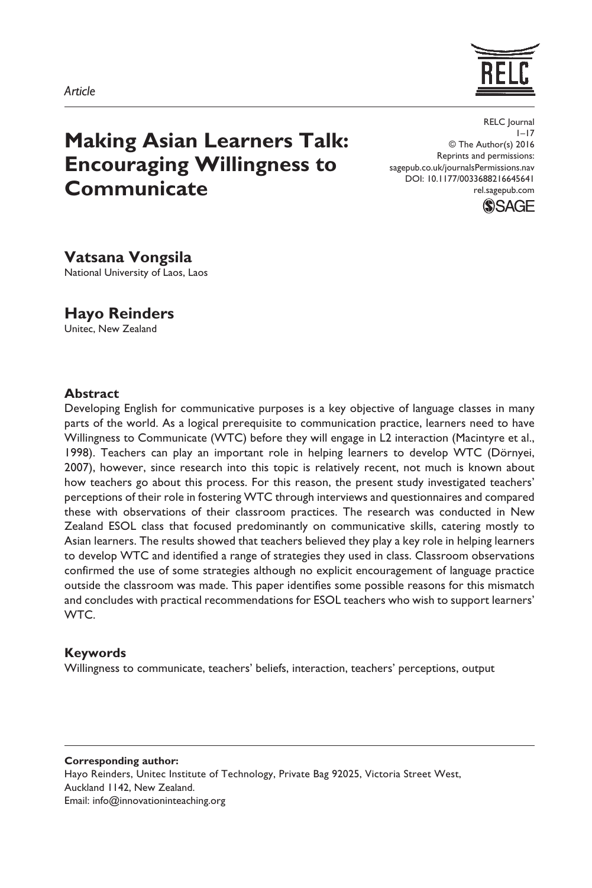*Article*

# Making Asian Learners Talk: Encouraging Willingness to Communicate

RELC Journal
1–17
© The Author(s) 2016
Reprints and permissions:
sagepub.co.uk/journalsPermissions.nav
DOI: 10.1177/0033688216645641
rel.sagepub.com

**Vatsana Vongsila**
National University of Laos, Laos

**Hayo Reinders**
Unitec, New Zealand

### Abstract

Developing English for communicative purposes is a key objective of language classes in many parts of the world. As a logical prerequisite to communication practice, learners need to have Willingness to Communicate (WTC) before they will engage in L2 interaction (Macintyre et al., 1998). Teachers can play an important role in helping learners to develop WTC (Dörnyei, 2007), however, since research into this topic is relatively recent, not much is known about how teachers go about this process. For this reason, the present study investigated teachers' perceptions of their role in fostering WTC through interviews and questionnaires and compared these with observations of their classroom practices. The research was conducted in New Zealand ESOL class that focused predominantly on communicative skills, catering mostly to Asian learners. The results showed that teachers believed they play a key role in helping learners to develop WTC and identified a range of strategies they used in class. Classroom observations confirmed the use of some strategies although no explicit encouragement of language practice outside the classroom was made. This paper identifies some possible reasons for this mismatch and concludes with practical recommendations for ESOL teachers who wish to support learners' WTC.

### Keywords

Willingness to communicate, teachers' beliefs, interaction, teachers' perceptions, output

**Corresponding author:**
Hayo Reinders, Unitec Institute of Technology, Private Bag 92025, Victoria Street West, Auckland 1142, New Zealand.
Email: info@innovationinteaching.org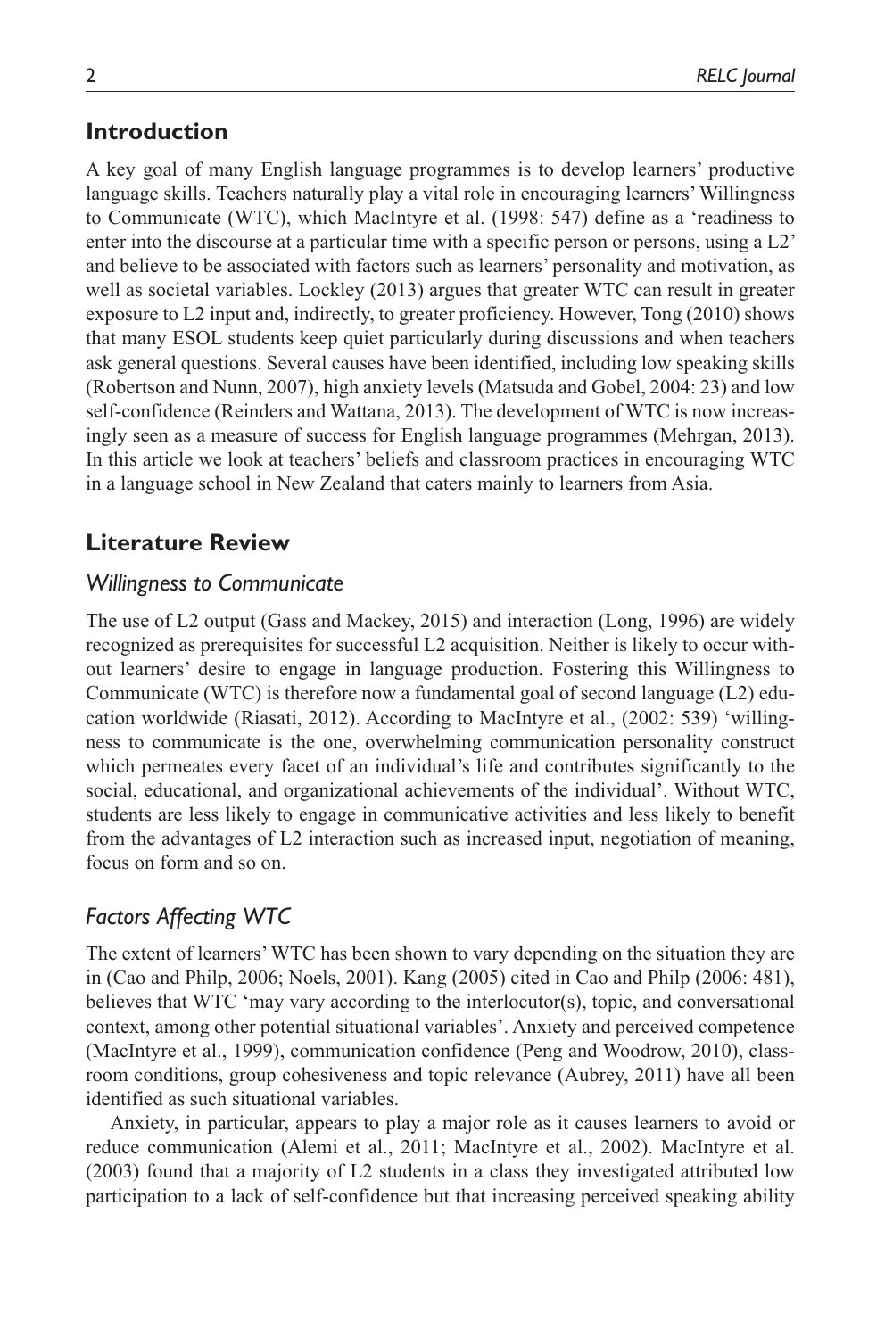## Introduction

A key goal of many English language programmes is to develop learners' productive language skills. Teachers naturally play a vital role in encouraging learners' Willingness to Communicate (WTC), which MacIntyre et al. (1998: 547) define as a 'readiness to enter into the discourse at a particular time with a specific person or persons, using a L2' and believe to be associated with factors such as learners' personality and motivation, as well as societal variables. Lockley (2013) argues that greater WTC can result in greater exposure to L2 input and, indirectly, to greater proficiency. However, Tong (2010) shows that many ESOL students keep quiet particularly during discussions and when teachers ask general questions. Several causes have been identified, including low speaking skills (Robertson and Nunn, 2007), high anxiety levels (Matsuda and Gobel, 2004: 23) and low self-confidence (Reinders and Wattana, 2013). The development of WTC is now increasingly seen as a measure of success for English language programmes (Mehrgan, 2013). In this article we look at teachers' beliefs and classroom practices in encouraging WTC in a language school in New Zealand that caters mainly to learners from Asia.

## Literature Review

### *Willingness to Communicate*

The use of L2 output (Gass and Mackey, 2015) and interaction (Long, 1996) are widely recognized as prerequisites for successful L2 acquisition. Neither is likely to occur without learners' desire to engage in language production. Fostering this Willingness to Communicate (WTC) is therefore now a fundamental goal of second language (L2) education worldwide (Riasati, 2012). According to MacIntyre et al., (2002: 539) 'willingness to communicate is the one, overwhelming communication personality construct which permeates every facet of an individual's life and contributes significantly to the social, educational, and organizational achievements of the individual'. Without WTC, students are less likely to engage in communicative activities and less likely to benefit from the advantages of L2 interaction such as increased input, negotiation of meaning, focus on form and so on.

### *Factors Affecting WTC*

The extent of learners' WTC has been shown to vary depending on the situation they are in (Cao and Philp, 2006; Noels, 2001). Kang (2005) cited in Cao and Philp (2006: 481), believes that WTC 'may vary according to the interlocutor(s), topic, and conversational context, among other potential situational variables'. Anxiety and perceived competence (MacIntyre et al., 1999), communication confidence (Peng and Woodrow, 2010), classroom conditions, group cohesiveness and topic relevance (Aubrey, 2011) have all been identified as such situational variables.

Anxiety, in particular, appears to play a major role as it causes learners to avoid or reduce communication (Alemi et al., 2011; MacIntyre et al., 2002). MacIntyre et al. (2003) found that a majority of L2 students in a class they investigated attributed low participation to a lack of self-confidence but that increasing perceived speaking ability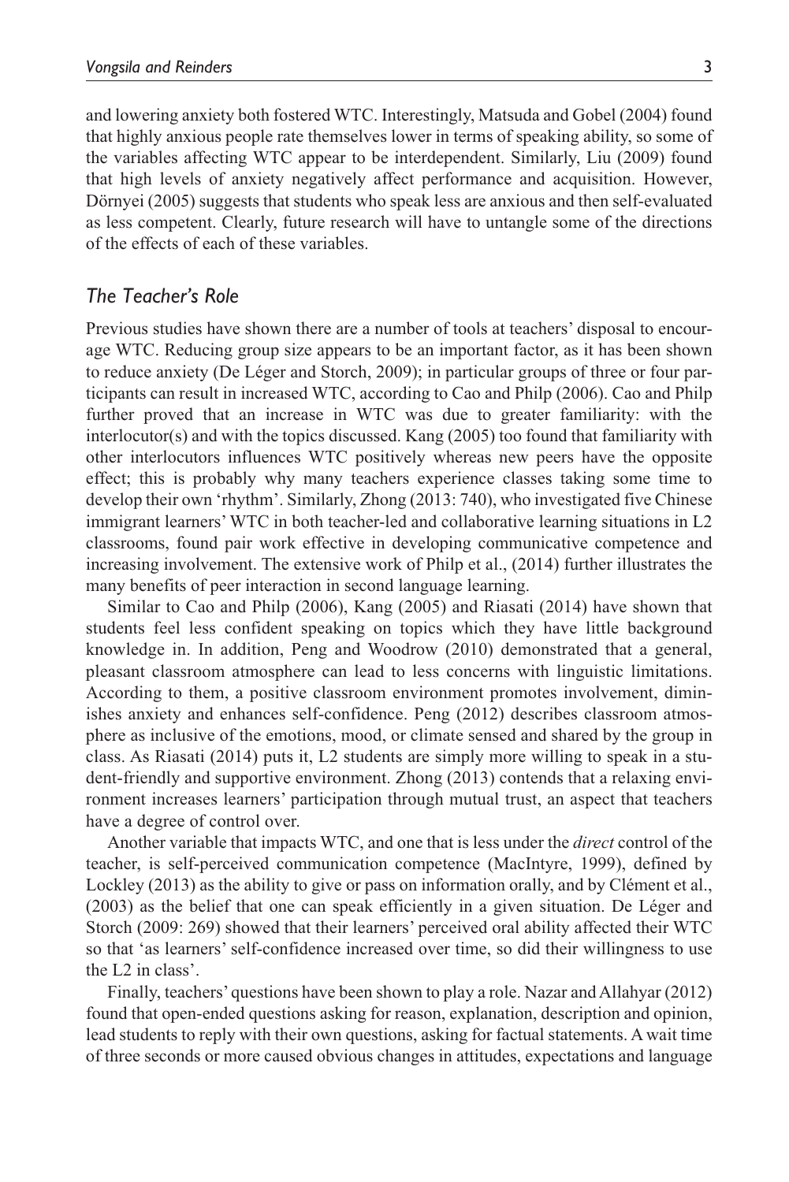and lowering anxiety both fostered WTC. Interestingly, Matsuda and Gobel (2004) found that highly anxious people rate themselves lower in terms of speaking ability, so some of the variables affecting WTC appear to be interdependent. Similarly, Liu (2009) found that high levels of anxiety negatively affect performance and acquisition. However, Dörnyei (2005) suggests that students who speak less are anxious and then self-evaluated as less competent. Clearly, future research will have to untangle some of the directions of the effects of each of these variables.

## *The Teacher's Role*

Previous studies have shown there are a number of tools at teachers' disposal to encourage WTC. Reducing group size appears to be an important factor, as it has been shown to reduce anxiety (De Léger and Storch, 2009); in particular groups of three or four participants can result in increased WTC, according to Cao and Philp (2006). Cao and Philp further proved that an increase in WTC was due to greater familiarity: with the interlocutor(s) and with the topics discussed. Kang (2005) too found that familiarity with other interlocutors influences WTC positively whereas new peers have the opposite effect; this is probably why many teachers experience classes taking some time to develop their own 'rhythm'. Similarly, Zhong (2013: 740), who investigated five Chinese immigrant learners' WTC in both teacher-led and collaborative learning situations in L2 classrooms, found pair work effective in developing communicative competence and increasing involvement. The extensive work of Philp et al., (2014) further illustrates the many benefits of peer interaction in second language learning.

Similar to Cao and Philp (2006), Kang (2005) and Riasati (2014) have shown that students feel less confident speaking on topics which they have little background knowledge in. In addition, Peng and Woodrow (2010) demonstrated that a general, pleasant classroom atmosphere can lead to less concerns with linguistic limitations. According to them, a positive classroom environment promotes involvement, diminishes anxiety and enhances self-confidence. Peng (2012) describes classroom atmosphere as inclusive of the emotions, mood, or climate sensed and shared by the group in class. As Riasati (2014) puts it, L2 students are simply more willing to speak in a student-friendly and supportive environment. Zhong (2013) contends that a relaxing environment increases learners' participation through mutual trust, an aspect that teachers have a degree of control over.

Another variable that impacts WTC, and one that is less under the *direct* control of the teacher, is self-perceived communication competence (MacIntyre, 1999), defined by Lockley (2013) as the ability to give or pass on information orally, and by Clément et al., (2003) as the belief that one can speak efficiently in a given situation. De Léger and Storch (2009: 269) showed that their learners' perceived oral ability affected their WTC so that 'as learners' self-confidence increased over time, so did their willingness to use the L2 in class'.

Finally, teachers' questions have been shown to play a role. Nazar and Allahyar (2012) found that open-ended questions asking for reason, explanation, description and opinion, lead students to reply with their own questions, asking for factual statements. A wait time of three seconds or more caused obvious changes in attitudes, expectations and language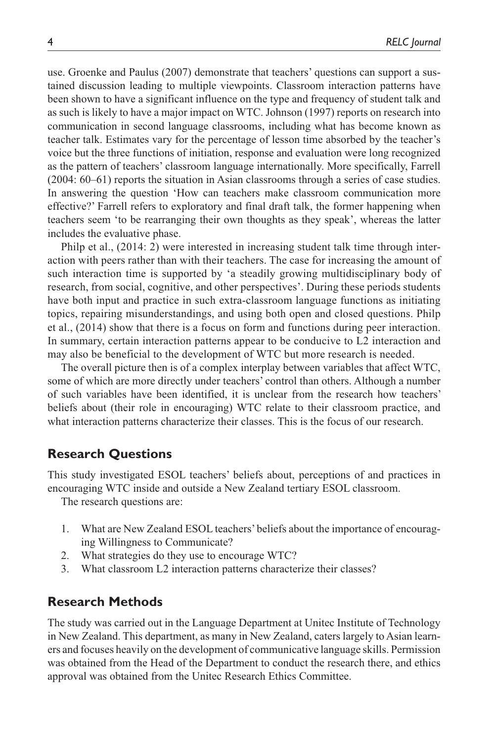use. Groenke and Paulus (2007) demonstrate that teachers' questions can support a sustained discussion leading to multiple viewpoints. Classroom interaction patterns have been shown to have a significant influence on the type and frequency of student talk and as such is likely to have a major impact on WTC. Johnson (1997) reports on research into communication in second language classrooms, including what has become known as teacher talk. Estimates vary for the percentage of lesson time absorbed by the teacher's voice but the three functions of initiation, response and evaluation were long recognized as the pattern of teachers' classroom language internationally. More specifically, Farrell (2004: 60–61) reports the situation in Asian classrooms through a series of case studies. In answering the question 'How can teachers make classroom communication more effective?' Farrell refers to exploratory and final draft talk, the former happening when teachers seem 'to be rearranging their own thoughts as they speak', whereas the latter includes the evaluative phase.

Philp et al., (2014: 2) were interested in increasing student talk time through interaction with peers rather than with their teachers. The case for increasing the amount of such interaction time is supported by 'a steadily growing multidisciplinary body of research, from social, cognitive, and other perspectives'. During these periods students have both input and practice in such extra-classroom language functions as initiating topics, repairing misunderstandings, and using both open and closed questions. Philp et al., (2014) show that there is a focus on form and functions during peer interaction. In summary, certain interaction patterns appear to be conducive to L2 interaction and may also be beneficial to the development of WTC but more research is needed.

The overall picture then is of a complex interplay between variables that affect WTC, some of which are more directly under teachers' control than others. Although a number of such variables have been identified, it is unclear from the research how teachers' beliefs about (their role in encouraging) WTC relate to their classroom practice, and what interaction patterns characterize their classes. This is the focus of our research.

## Research Questions

This study investigated ESOL teachers' beliefs about, perceptions of and practices in encouraging WTC inside and outside a New Zealand tertiary ESOL classroom.

The research questions are:

1. What are New Zealand ESOL teachers' beliefs about the importance of encouraging Willingness to Communicate?
2. What strategies do they use to encourage WTC?
3. What classroom L2 interaction patterns characterize their classes?

## Research Methods

The study was carried out in the Language Department at Unitec Institute of Technology in New Zealand. This department, as many in New Zealand, caters largely to Asian learners and focuses heavily on the development of communicative language skills. Permission was obtained from the Head of the Department to conduct the research there, and ethics approval was obtained from the Unitec Research Ethics Committee.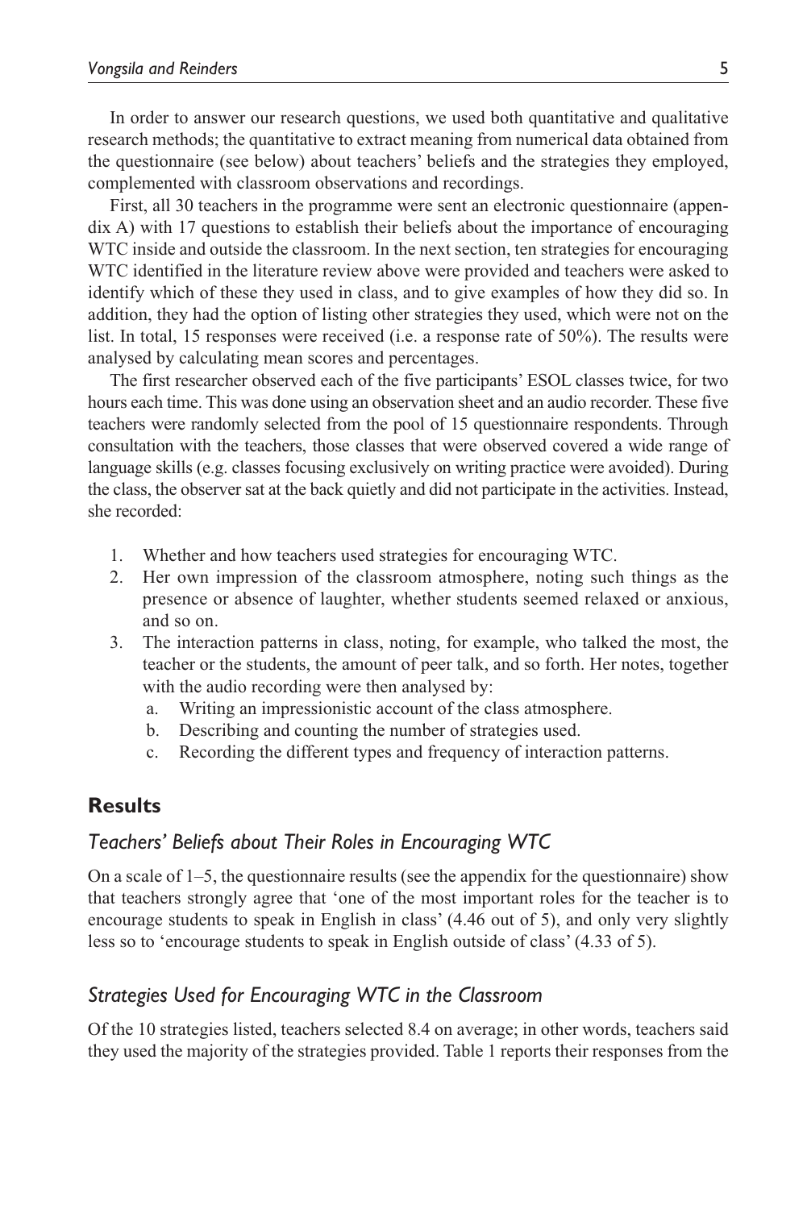In order to answer our research questions, we used both quantitative and qualitative research methods; the quantitative to extract meaning from numerical data obtained from the questionnaire (see below) about teachers' beliefs and the strategies they employed, complemented with classroom observations and recordings.

First, all 30 teachers in the programme were sent an electronic questionnaire (appendix A) with 17 questions to establish their beliefs about the importance of encouraging WTC inside and outside the classroom. In the next section, ten strategies for encouraging WTC identified in the literature review above were provided and teachers were asked to identify which of these they used in class, and to give examples of how they did so. In addition, they had the option of listing other strategies they used, which were not on the list. In total, 15 responses were received (i.e. a response rate of 50%). The results were analysed by calculating mean scores and percentages.

The first researcher observed each of the five participants' ESOL classes twice, for two hours each time. This was done using an observation sheet and an audio recorder. These five teachers were randomly selected from the pool of 15 questionnaire respondents. Through consultation with the teachers, those classes that were observed covered a wide range of language skills (e.g. classes focusing exclusively on writing practice were avoided). During the class, the observer sat at the back quietly and did not participate in the activities. Instead, she recorded:

1. Whether and how teachers used strategies for encouraging WTC.
2. Her own impression of the classroom atmosphere, noting such things as the presence or absence of laughter, whether students seemed relaxed or anxious, and so on.
3. The interaction patterns in class, noting, for example, who talked the most, the teacher or the students, the amount of peer talk, and so forth. Her notes, together with the audio recording were then analysed by:
   a. Writing an impressionistic account of the class atmosphere.
   b. Describing and counting the number of strategies used.
   c. Recording the different types and frequency of interaction patterns.

## Results

### *Teachers' Beliefs about Their Roles in Encouraging WTC*

On a scale of 1–5, the questionnaire results (see the appendix for the questionnaire) show that teachers strongly agree that 'one of the most important roles for the teacher is to encourage students to speak in English in class' (4.46 out of 5), and only very slightly less so to 'encourage students to speak in English outside of class' (4.33 of 5).

### *Strategies Used for Encouraging WTC in the Classroom*

Of the 10 strategies listed, teachers selected 8.4 on average; in other words, teachers said they used the majority of the strategies provided. Table 1 reports their responses from the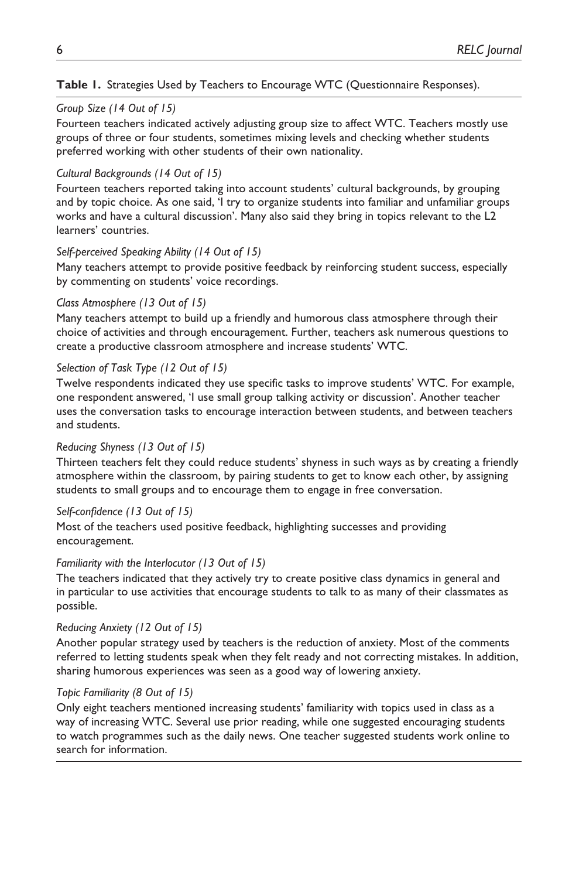**Table 1.** Strategies Used by Teachers to Encourage WTC (Questionnaire Responses).

*Group Size (14 Out of 15)*

Fourteen teachers indicated actively adjusting group size to affect WTC. Teachers mostly use groups of three or four students, sometimes mixing levels and checking whether students preferred working with other students of their own nationality.

*Cultural Backgrounds (14 Out of 15)*

Fourteen teachers reported taking into account students' cultural backgrounds, by grouping and by topic choice. As one said, 'I try to organize students into familiar and unfamiliar groups works and have a cultural discussion'. Many also said they bring in topics relevant to the L2 learners' countries.

*Self-perceived Speaking Ability (14 Out of 15)*

Many teachers attempt to provide positive feedback by reinforcing student success, especially by commenting on students' voice recordings.

*Class Atmosphere (13 Out of 15)*

Many teachers attempt to build up a friendly and humorous class atmosphere through their choice of activities and through encouragement. Further, teachers ask numerous questions to create a productive classroom atmosphere and increase students' WTC.

*Selection of Task Type (12 Out of 15)*

Twelve respondents indicated they use specific tasks to improve students' WTC. For example, one respondent answered, 'I use small group talking activity or discussion'. Another teacher uses the conversation tasks to encourage interaction between students, and between teachers and students.

*Reducing Shyness (13 Out of 15)*

Thirteen teachers felt they could reduce students' shyness in such ways as by creating a friendly atmosphere within the classroom, by pairing students to get to know each other, by assigning students to small groups and to encourage them to engage in free conversation.

*Self-confidence (13 Out of 15)*

Most of the teachers used positive feedback, highlighting successes and providing encouragement.

*Familiarity with the Interlocutor (13 Out of 15)*

The teachers indicated that they actively try to create positive class dynamics in general and in particular to use activities that encourage students to talk to as many of their classmates as possible.

*Reducing Anxiety (12 Out of 15)*

Another popular strategy used by teachers is the reduction of anxiety. Most of the comments referred to letting students speak when they felt ready and not correcting mistakes. In addition, sharing humorous experiences was seen as a good way of lowering anxiety.

*Topic Familiarity (8 Out of 15)*

Only eight teachers mentioned increasing students' familiarity with topics used in class as a way of increasing WTC. Several use prior reading, while one suggested encouraging students to watch programmes such as the daily news. One teacher suggested students work online to search for information.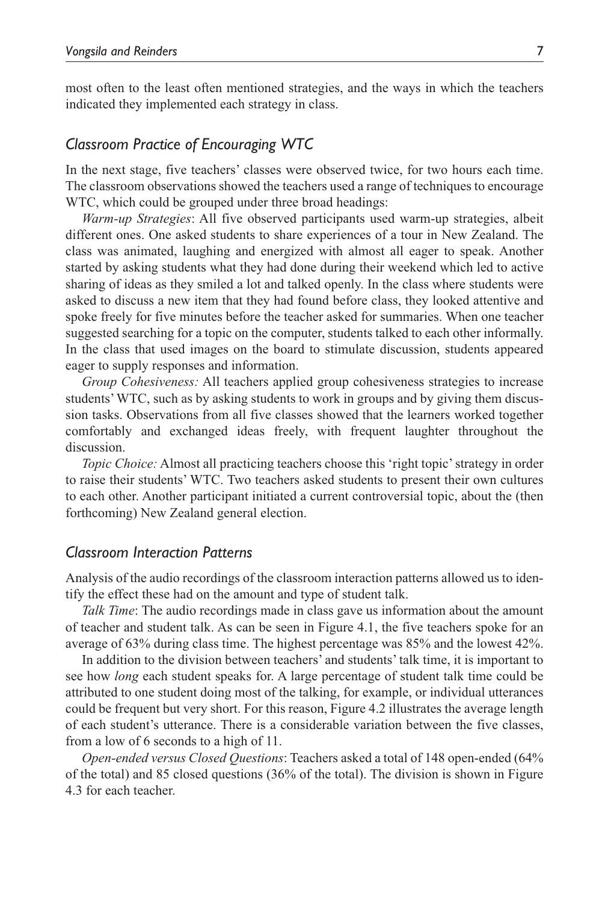most often to the least often mentioned strategies, and the ways in which the teachers indicated they implemented each strategy in class.

## *Classroom Practice of Encouraging WTC*

In the next stage, five teachers' classes were observed twice, for two hours each time. The classroom observations showed the teachers used a range of techniques to encourage WTC, which could be grouped under three broad headings:

*Warm-up Strategies*: All five observed participants used warm-up strategies, albeit different ones. One asked students to share experiences of a tour in New Zealand. The class was animated, laughing and energized with almost all eager to speak. Another started by asking students what they had done during their weekend which led to active sharing of ideas as they smiled a lot and talked openly. In the class where students were asked to discuss a new item that they had found before class, they looked attentive and spoke freely for five minutes before the teacher asked for summaries. When one teacher suggested searching for a topic on the computer, students talked to each other informally. In the class that used images on the board to stimulate discussion, students appeared eager to supply responses and information.

*Group Cohesiveness:* All teachers applied group cohesiveness strategies to increase students' WTC, such as by asking students to work in groups and by giving them discussion tasks. Observations from all five classes showed that the learners worked together comfortably and exchanged ideas freely, with frequent laughter throughout the discussion.

*Topic Choice:* Almost all practicing teachers choose this 'right topic' strategy in order to raise their students' WTC. Two teachers asked students to present their own cultures to each other. Another participant initiated a current controversial topic, about the (then forthcoming) New Zealand general election.

## *Classroom Interaction Patterns*

Analysis of the audio recordings of the classroom interaction patterns allowed us to identify the effect these had on the amount and type of student talk.

*Talk Time*: The audio recordings made in class gave us information about the amount of teacher and student talk. As can be seen in Figure 4.1, the five teachers spoke for an average of 63% during class time. The highest percentage was 85% and the lowest 42%.

In addition to the division between teachers' and students' talk time, it is important to see how *long* each student speaks for. A large percentage of student talk time could be attributed to one student doing most of the talking, for example, or individual utterances could be frequent but very short. For this reason, Figure 4.2 illustrates the average length of each student's utterance. There is a considerable variation between the five classes, from a low of 6 seconds to a high of 11.

*Open-ended versus Closed Questions*: Teachers asked a total of 148 open-ended (64% of the total) and 85 closed questions (36% of the total). The division is shown in Figure 4.3 for each teacher.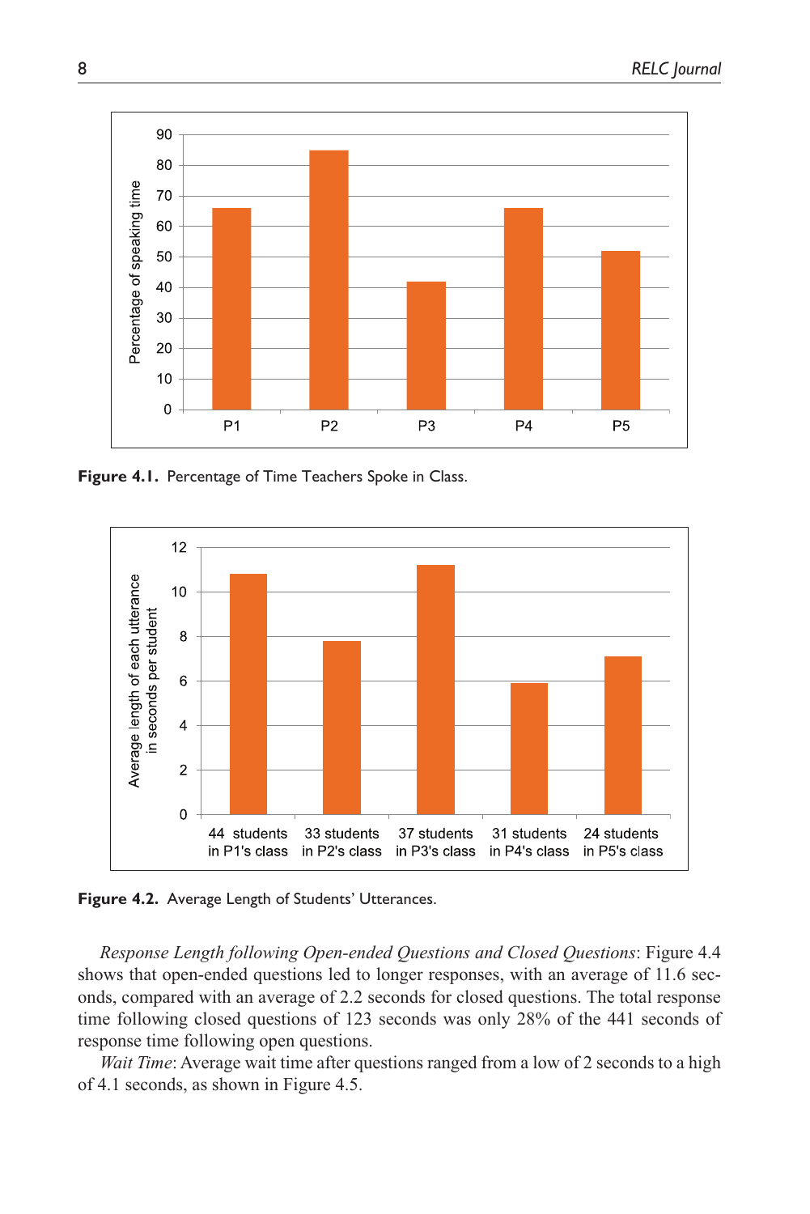**Figure 4.1.** Percentage of Time Teachers Spoke in Class.

**Figure 4.2.** Average Length of Students' Utterances.

*Response Length following Open-ended Questions and Closed Questions*: Figure 4.4 shows that open-ended questions led to longer responses, with an average of 11.6 seconds, compared with an average of 2.2 seconds for closed questions. The total response time following closed questions of 123 seconds was only 28% of the 441 seconds of response time following open questions.

*Wait Time*: Average wait time after questions ranged from a low of 2 seconds to a high of 4.1 seconds, as shown in Figure 4.5.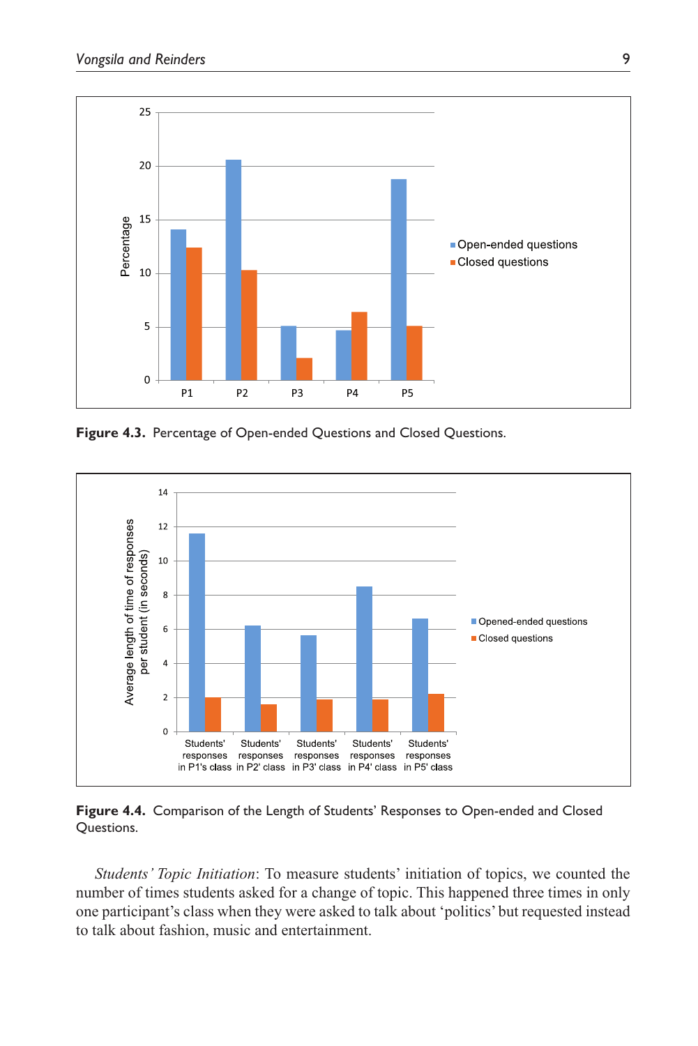**Figure 4.3.** Percentage of Open-ended Questions and Closed Questions.

**Figure 4.4.** Comparison of the Length of Students' Responses to Open-ended and Closed Questions.

*Students' Topic Initiation*: To measure students' initiation of topics, we counted the number of times students asked for a change of topic. This happened three times in only one participant's class when they were asked to talk about 'politics' but requested instead to talk about fashion, music and entertainment.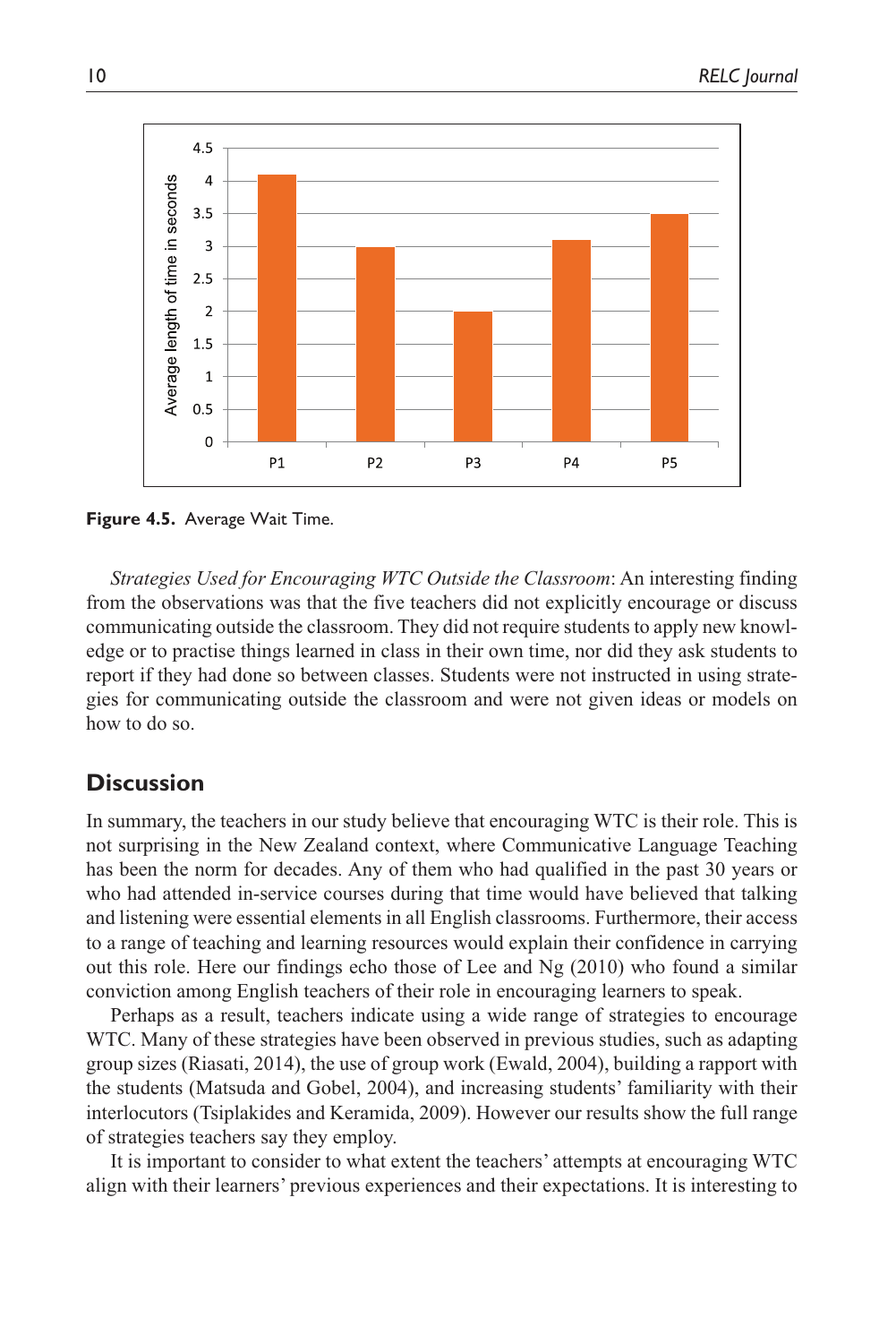Figure 4.5. Average Wait Time.

*Strategies Used for Encouraging WTC Outside the Classroom*: An interesting finding from the observations was that the five teachers did not explicitly encourage or discuss communicating outside the classroom. They did not require students to apply new knowledge or to practise things learned in class in their own time, nor did they ask students to report if they had done so between classes. Students were not instructed in using strategies for communicating outside the classroom and were not given ideas or models on how to do so.

## Discussion

In summary, the teachers in our study believe that encouraging WTC is their role. This is not surprising in the New Zealand context, where Communicative Language Teaching has been the norm for decades. Any of them who had qualified in the past 30 years or who had attended in-service courses during that time would have believed that talking and listening were essential elements in all English classrooms. Furthermore, their access to a range of teaching and learning resources would explain their confidence in carrying out this role. Here our findings echo those of Lee and Ng (2010) who found a similar conviction among English teachers of their role in encouraging learners to speak.

Perhaps as a result, teachers indicate using a wide range of strategies to encourage WTC. Many of these strategies have been observed in previous studies, such as adapting group sizes (Riasati, 2014), the use of group work (Ewald, 2004), building a rapport with the students (Matsuda and Gobel, 2004), and increasing students' familiarity with their interlocutors (Tsiplakides and Keramida, 2009). However our results show the full range of strategies teachers say they employ.

It is important to consider to what extent the teachers' attempts at encouraging WTC align with their learners' previous experiences and their expectations. It is interesting to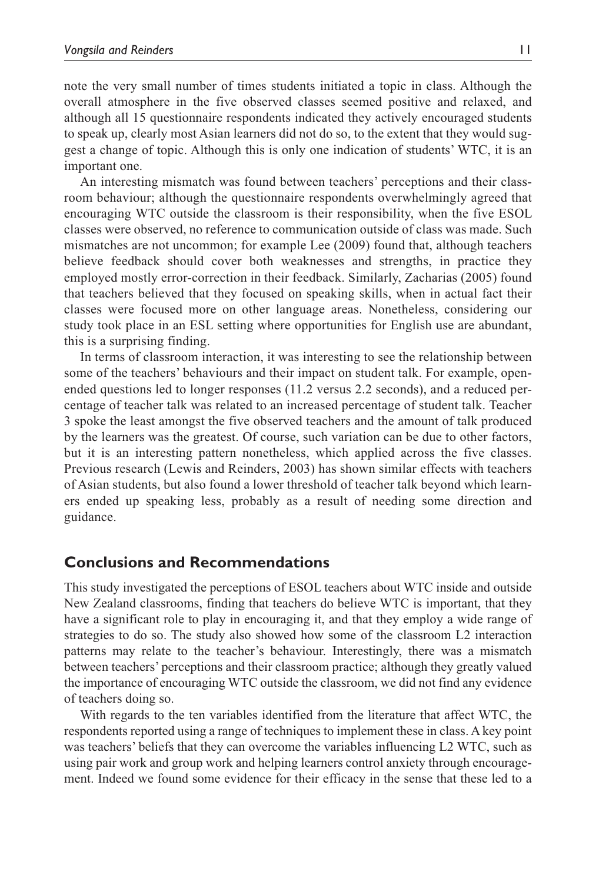note the very small number of times students initiated a topic in class. Although the overall atmosphere in the five observed classes seemed positive and relaxed, and although all 15 questionnaire respondents indicated they actively encouraged students to speak up, clearly most Asian learners did not do so, to the extent that they would suggest a change of topic. Although this is only one indication of students' WTC, it is an important one.

An interesting mismatch was found between teachers' perceptions and their classroom behaviour; although the questionnaire respondents overwhelmingly agreed that encouraging WTC outside the classroom is their responsibility, when the five ESOL classes were observed, no reference to communication outside of class was made. Such mismatches are not uncommon; for example Lee (2009) found that, although teachers believe feedback should cover both weaknesses and strengths, in practice they employed mostly error-correction in their feedback. Similarly, Zacharias (2005) found that teachers believed that they focused on speaking skills, when in actual fact their classes were focused more on other language areas. Nonetheless, considering our study took place in an ESL setting where opportunities for English use are abundant, this is a surprising finding.

In terms of classroom interaction, it was interesting to see the relationship between some of the teachers' behaviours and their impact on student talk. For example, open-ended questions led to longer responses (11.2 versus 2.2 seconds), and a reduced percentage of teacher talk was related to an increased percentage of student talk. Teacher 3 spoke the least amongst the five observed teachers and the amount of talk produced by the learners was the greatest. Of course, such variation can be due to other factors, but it is an interesting pattern nonetheless, which applied across the five classes. Previous research (Lewis and Reinders, 2003) has shown similar effects with teachers of Asian students, but also found a lower threshold of teacher talk beyond which learners ended up speaking less, probably as a result of needing some direction and guidance.

## Conclusions and Recommendations

This study investigated the perceptions of ESOL teachers about WTC inside and outside New Zealand classrooms, finding that teachers do believe WTC is important, that they have a significant role to play in encouraging it, and that they employ a wide range of strategies to do so. The study also showed how some of the classroom L2 interaction patterns may relate to the teacher's behaviour. Interestingly, there was a mismatch between teachers' perceptions and their classroom practice; although they greatly valued the importance of encouraging WTC outside the classroom, we did not find any evidence of teachers doing so.

With regards to the ten variables identified from the literature that affect WTC, the respondents reported using a range of techniques to implement these in class. A key point was teachers' beliefs that they can overcome the variables influencing L2 WTC, such as using pair work and group work and helping learners control anxiety through encouragement. Indeed we found some evidence for their efficacy in the sense that these led to a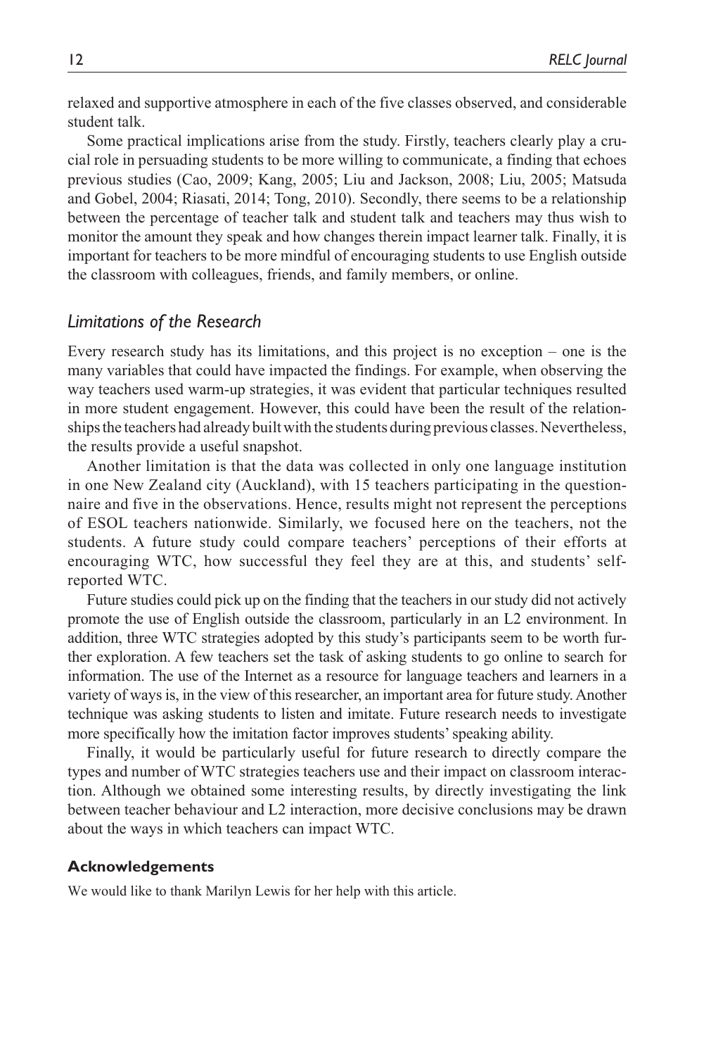relaxed and supportive atmosphere in each of the five classes observed, and considerable student talk.

Some practical implications arise from the study. Firstly, teachers clearly play a crucial role in persuading students to be more willing to communicate, a finding that echoes previous studies (Cao, 2009; Kang, 2005; Liu and Jackson, 2008; Liu, 2005; Matsuda and Gobel, 2004; Riasati, 2014; Tong, 2010). Secondly, there seems to be a relationship between the percentage of teacher talk and student talk and teachers may thus wish to monitor the amount they speak and how changes therein impact learner talk. Finally, it is important for teachers to be more mindful of encouraging students to use English outside the classroom with colleagues, friends, and family members, or online.

## *Limitations of the Research*

Every research study has its limitations, and this project is no exception – one is the many variables that could have impacted the findings. For example, when observing the way teachers used warm-up strategies, it was evident that particular techniques resulted in more student engagement. However, this could have been the result of the relationships the teachers had already built with the students during previous classes. Nevertheless, the results provide a useful snapshot.

Another limitation is that the data was collected in only one language institution in one New Zealand city (Auckland), with 15 teachers participating in the questionnaire and five in the observations. Hence, results might not represent the perceptions of ESOL teachers nationwide. Similarly, we focused here on the teachers, not the students. A future study could compare teachers' perceptions of their efforts at encouraging WTC, how successful they feel they are at this, and students' self-reported WTC.

Future studies could pick up on the finding that the teachers in our study did not actively promote the use of English outside the classroom, particularly in an L2 environment. In addition, three WTC strategies adopted by this study's participants seem to be worth further exploration. A few teachers set the task of asking students to go online to search for information. The use of the Internet as a resource for language teachers and learners in a variety of ways is, in the view of this researcher, an important area for future study. Another technique was asking students to listen and imitate. Future research needs to investigate more specifically how the imitation factor improves students' speaking ability.

Finally, it would be particularly useful for future research to directly compare the types and number of WTC strategies teachers use and their impact on classroom interaction. Although we obtained some interesting results, by directly investigating the link between teacher behaviour and L2 interaction, more decisive conclusions may be drawn about the ways in which teachers can impact WTC.

### Acknowledgements

We would like to thank Marilyn Lewis for her help with this article.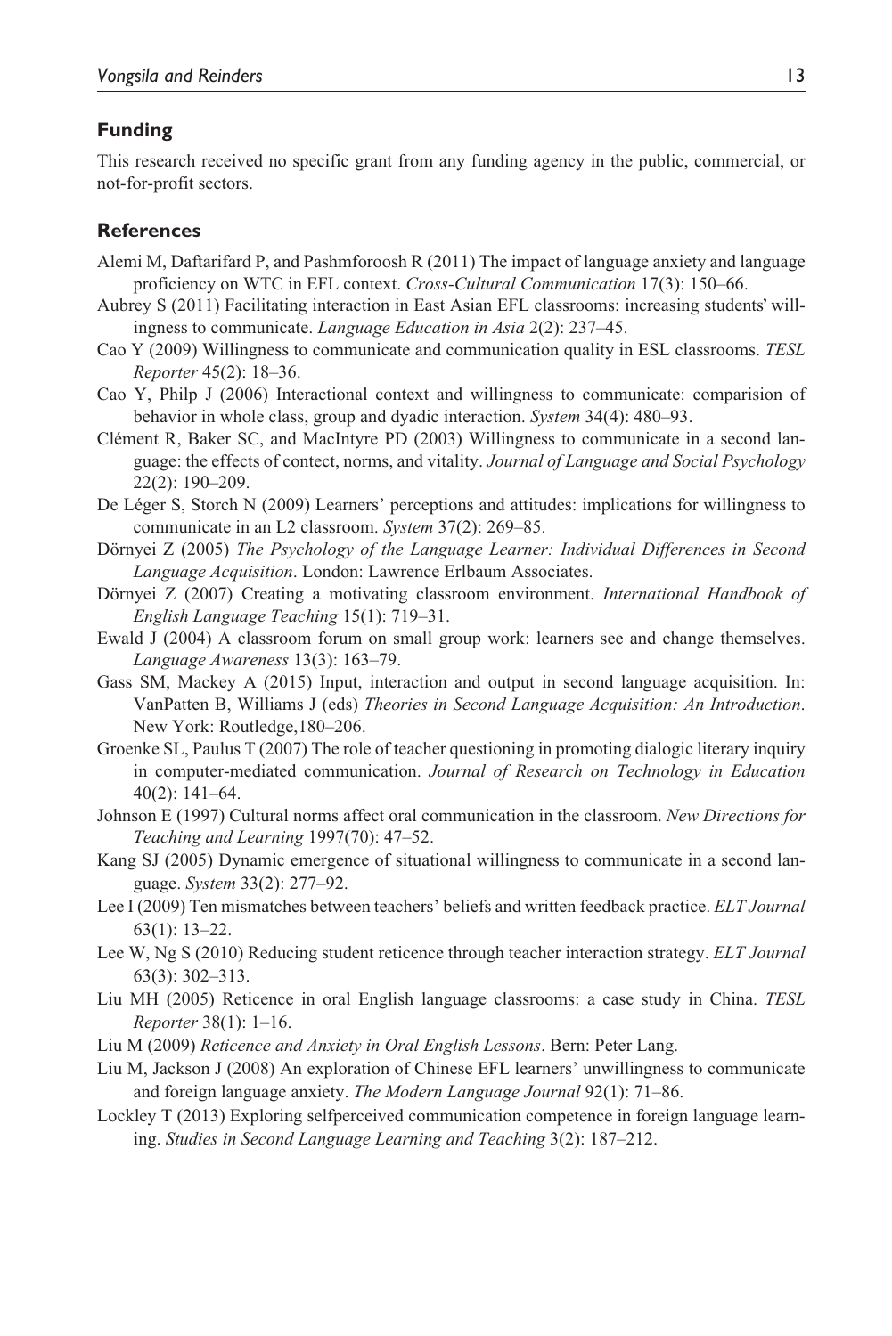## Funding

This research received no specific grant from any funding agency in the public, commercial, or not-for-profit sectors.

## References

Alemi M, Daftarifard P, and Pashmforoosh R (2011) The impact of language anxiety and language proficiency on WTC in EFL context. *Cross-Cultural Communication* 17(3): 150–66.

Aubrey S (2011) Facilitating interaction in East Asian EFL classrooms: increasing students' willingness to communicate. *Language Education in Asia* 2(2): 237–45.

Cao Y (2009) Willingness to communicate and communication quality in ESL classrooms. *TESL Reporter* 45(2): 18–36.

Cao Y, Philp J (2006) Interactional context and willingness to communicate: comparision of behavior in whole class, group and dyadic interaction. *System* 34(4): 480–93.

Clément R, Baker SC, and MacIntyre PD (2003) Willingness to communicate in a second language: the effects of contect, norms, and vitality. *Journal of Language and Social Psychology* 22(2): 190–209.

De Léger S, Storch N (2009) Learners' perceptions and attitudes: implications for willingness to communicate in an L2 classroom. *System* 37(2): 269–85.

Dörnyei Z (2005) *The Psychology of the Language Learner: Individual Differences in Second Language Acquisition*. London: Lawrence Erlbaum Associates.

Dörnyei Z (2007) Creating a motivating classroom environment. *International Handbook of English Language Teaching* 15(1): 719–31.

Ewald J (2004) A classroom forum on small group work: learners see and change themselves. *Language Awareness* 13(3): 163–79.

Gass SM, Mackey A (2015) Input, interaction and output in second language acquisition. In: VanPatten B, Williams J (eds) *Theories in Second Language Acquisition: An Introduction*. New York: Routledge,180–206.

Groenke SL, Paulus T (2007) The role of teacher questioning in promoting dialogic literary inquiry in computer-mediated communication. *Journal of Research on Technology in Education* 40(2): 141–64.

Johnson E (1997) Cultural norms affect oral communication in the classroom. *New Directions for Teaching and Learning* 1997(70): 47–52.

Kang SJ (2005) Dynamic emergence of situational willingness to communicate in a second language. *System* 33(2): 277–92.

Lee I (2009) Ten mismatches between teachers' beliefs and written feedback practice. *ELT Journal* 63(1): 13–22.

Lee W, Ng S (2010) Reducing student reticence through teacher interaction strategy. *ELT Journal* 63(3): 302–313.

Liu MH (2005) Reticence in oral English language classrooms: a case study in China. *TESL Reporter* 38(1): 1–16.

Liu M (2009) *Reticence and Anxiety in Oral English Lessons*. Bern: Peter Lang.

Liu M, Jackson J (2008) An exploration of Chinese EFL learners' unwillingness to communicate and foreign language anxiety. *The Modern Language Journal* 92(1): 71–86.

Lockley T (2013) Exploring selfperceived communication competence in foreign language learning. *Studies in Second Language Learning and Teaching* 3(2): 187–212.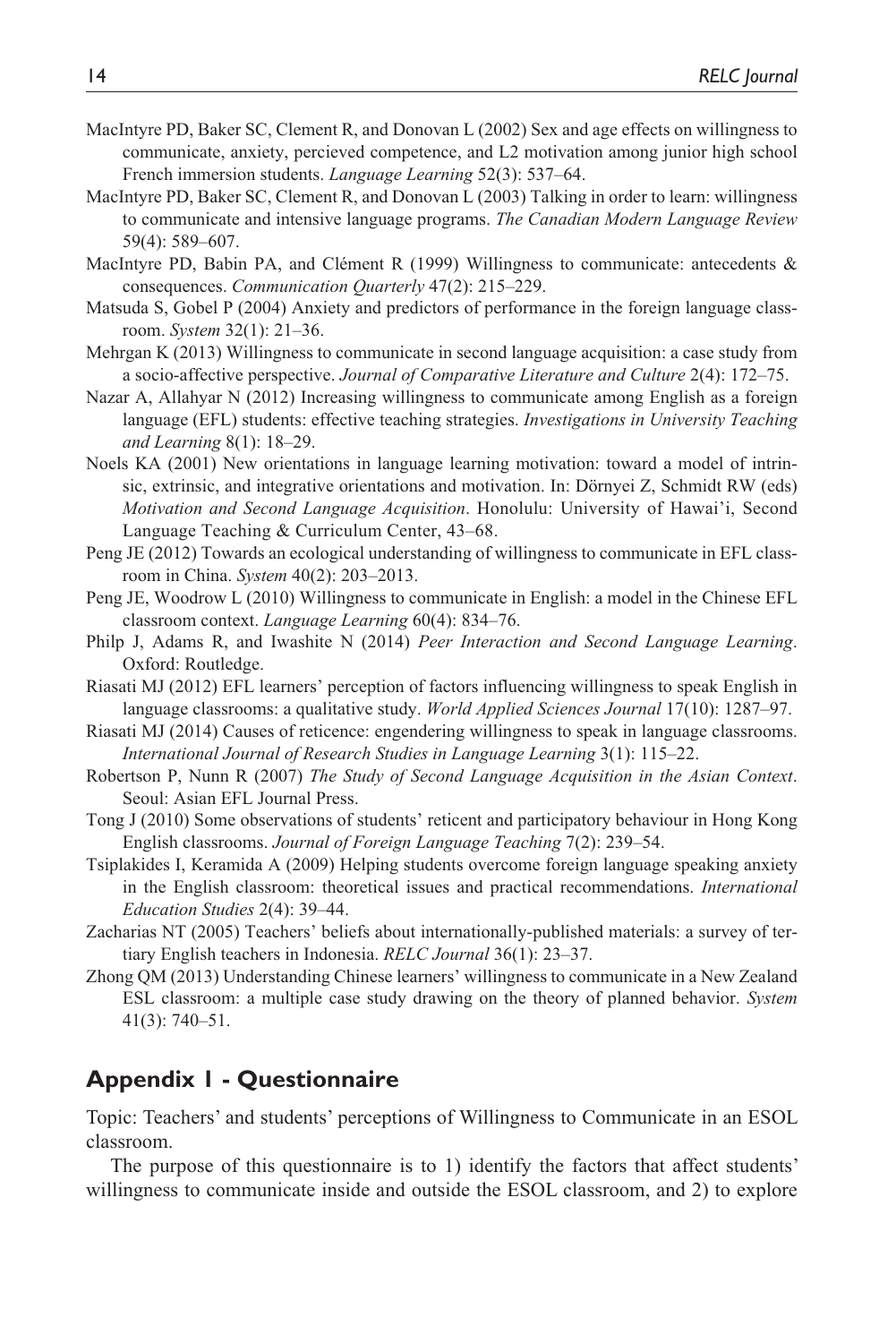MacIntyre PD, Baker SC, Clement R, and Donovan L (2002) Sex and age effects on willingness to communicate, anxiety, percieved competence, and L2 motivation among junior high school French immersion students. *Language Learning* 52(3): 537–64.

MacIntyre PD, Baker SC, Clement R, and Donovan L (2003) Talking in order to learn: willingness to communicate and intensive language programs. *The Canadian Modern Language Review* 59(4): 589–607.

MacIntyre PD, Babin PA, and Clément R (1999) Willingness to communicate: antecedents & consequences. *Communication Quarterly* 47(2): 215–229.

Matsuda S, Gobel P (2004) Anxiety and predictors of performance in the foreign language classroom. *System* 32(1): 21–36.

Mehrgan K (2013) Willingness to communicate in second language acquisition: a case study from a socio-affective perspective. *Journal of Comparative Literature and Culture* 2(4): 172–75.

Nazar A, Allahyar N (2012) Increasing willingness to communicate among English as a foreign language (EFL) students: effective teaching strategies. *Investigations in University Teaching and Learning* 8(1): 18–29.

Noels KA (2001) New orientations in language learning motivation: toward a model of intrinsic, extrinsic, and integrative orientations and motivation. In: Dörnyei Z, Schmidt RW (eds) *Motivation and Second Language Acquisition*. Honolulu: University of Hawai'i, Second Language Teaching & Curriculum Center, 43–68.

Peng JE (2012) Towards an ecological understanding of willingness to communicate in EFL classroom in China. *System* 40(2): 203–2013.

Peng JE, Woodrow L (2010) Willingness to communicate in English: a model in the Chinese EFL classroom context. *Language Learning* 60(4): 834–76.

Philp J, Adams R, and Iwashite N (2014) *Peer Interaction and Second Language Learning*. Oxford: Routledge.

Riasati MJ (2012) EFL learners' perception of factors influencing willingness to speak English in language classrooms: a qualitative study. *World Applied Sciences Journal* 17(10): 1287–97.

Riasati MJ (2014) Causes of reticence: engendering willingness to speak in language classrooms. *International Journal of Research Studies in Language Learning* 3(1): 115–22.

Robertson P, Nunn R (2007) *The Study of Second Language Acquisition in the Asian Context*. Seoul: Asian EFL Journal Press.

Tong J (2010) Some observations of students' reticent and participatory behaviour in Hong Kong English classrooms. *Journal of Foreign Language Teaching* 7(2): 239–54.

Tsiplakides I, Keramida A (2009) Helping students overcome foreign language speaking anxiety in the English classroom: theoretical issues and practical recommendations. *International Education Studies* 2(4): 39–44.

Zacharias NT (2005) Teachers' beliefs about internationally-published materials: a survey of tertiary English teachers in Indonesia. *RELC Journal* 36(1): 23–37.

Zhong QM (2013) Understanding Chinese learners' willingness to communicate in a New Zealand ESL classroom: a multiple case study drawing on the theory of planned behavior. *System* 41(3): 740–51.

## Appendix 1 - Questionnaire

Topic: Teachers' and students' perceptions of Willingness to Communicate in an ESOL classroom.

The purpose of this questionnaire is to 1) identify the factors that affect students' willingness to communicate inside and outside the ESOL classroom, and 2) to explore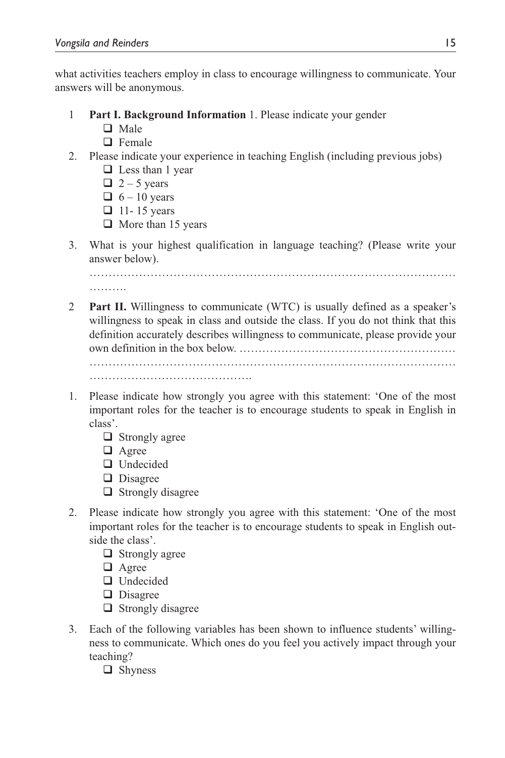what activities teachers employ in class to encourage willingness to communicate. Your answers will be anonymous.

1 **Part I. Background Information** 1. Please indicate your gender
   - ❑ Male
   - ❑ Female

2. Please indicate your experience in teaching English (including previous jobs)
   - ❑ Less than 1 year
   - ❑ 2 – 5 years
   - ❑ 6 – 10 years
   - ❑ 11- 15 years
   - ❑ More than 15 years

3. What is your highest qualification in language teaching? (Please write your answer below).

………………………………………………………………………………………
……….

2 **Part II.** Willingness to communicate (WTC) is usually defined as a speaker's willingness to speak in class and outside the class. If you do not think that this definition accurately describes willingness to communicate, please provide your own definition in the box below. ………………………………………………
………………………………………………………………………………………
…………………………………….

1. Please indicate how strongly you agree with this statement: 'One of the most important roles for the teacher is to encourage students to speak in English in class'.
   - ❑ Strongly agree
   - ❑ Agree
   - ❑ Undecided
   - ❑ Disagree
   - ❑ Strongly disagree

2. Please indicate how strongly you agree with this statement: 'One of the most important roles for the teacher is to encourage students to speak in English outside the class'.
   - ❑ Strongly agree
   - ❑ Agree
   - ❑ Undecided
   - ❑ Disagree
   - ❑ Strongly disagree

3. Each of the following variables has been shown to influence students' willingness to communicate. Which ones do you feel you actively impact through your teaching?
   - ❑ Shyness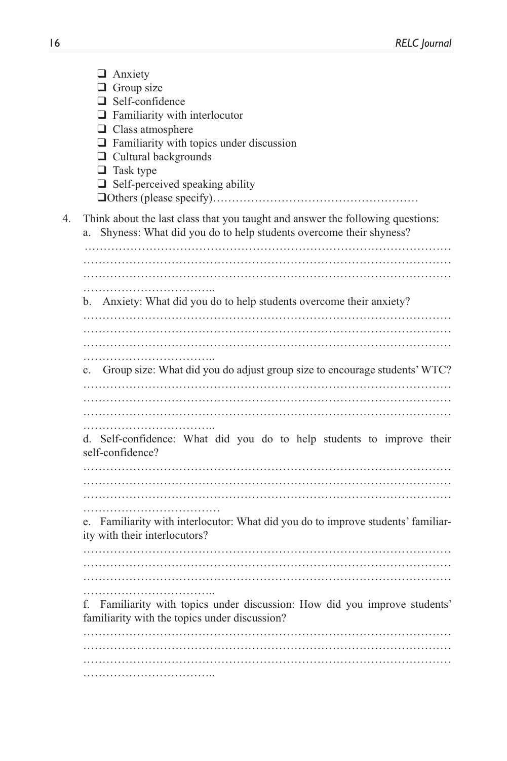- ❑ Anxiety
- ❑ Group size
- ❑ Self-confidence
- ❑ Familiarity with interlocutor
- ❑ Class atmosphere
- ❑ Familiarity with topics under discussion
- ❑ Cultural backgrounds
- ❑ Task type
- ❑ Self-perceived speaking ability
- ❑Others (please specify)………………………………………………

4. Think about the last class that you taught and answer the following questions:

   a. Shyness: What did you do to help students overcome their shyness?

   …………………………………………………………………………………………………………………………………………………………………………………………………………………………………………………………………………………………………………………………..

   b. Anxiety: What did you do to help students overcome their anxiety?

   …………………………………………………………………………………………………………………………………………………………………………………………………………………………………………………………………………………………………………………………..

   c. Group size: What did you do adjust group size to encourage students' WTC?

   …………………………………………………………………………………………………………………………………………………………………………………………………………………………………………………………………………………………………………………………..

   d. Self-confidence: What did you do to help students to improve their self-confidence?

   ……………………………………………………………………………………………………………………………………………………………………………………………………………………………………………………………………………………………………………………………

   e. Familiarity with interlocutor: What did you do to improve students' familiarity with their interlocutors?

   …………………………………………………………………………………………………………………………………………………………………………………………………………………………………………………………………………………………………………………………..

   f. Familiarity with topics under discussion: How did you improve students' familiarity with the topics under discussion?

   …………………………………………………………………………………………………………………………………………………………………………………………………………………………………………………………………………………………………………………………..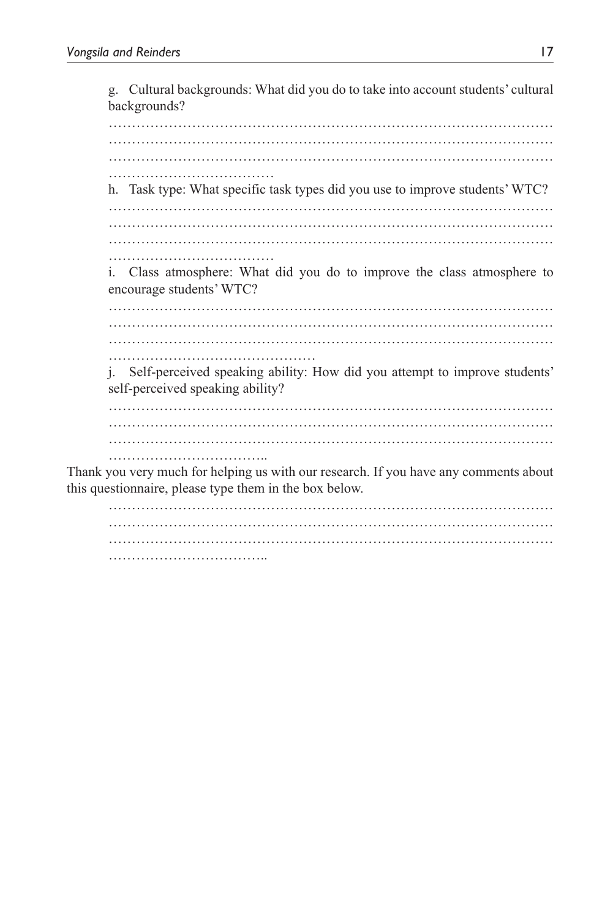g. Cultural backgrounds: What did you do to take into account students' cultural backgrounds?

……………………………………………………………………………………
……………………………………………………………………………………
……………………………………………………………………………………
………………………………

h. Task type: What specific task types did you use to improve students' WTC?

……………………………………………………………………………………
……………………………………………………………………………………
……………………………………………………………………………………
………………………………

i. Class atmosphere: What did you do to improve the class atmosphere to encourage students' WTC?

……………………………………………………………………………………
……………………………………………………………………………………
……………………………………………………………………………………
………………………………………

j. Self-perceived speaking ability: How did you attempt to improve students' self-perceived speaking ability?

……………………………………………………………………………………
……………………………………………………………………………………
……………………………………………………………………………………
……………………………..

Thank you very much for helping us with our research. If you have any comments about this questionnaire, please type them in the box below.

……………………………………………………………………………………
……………………………………………………………………………………
……………………………………………………………………………………
……………………………..